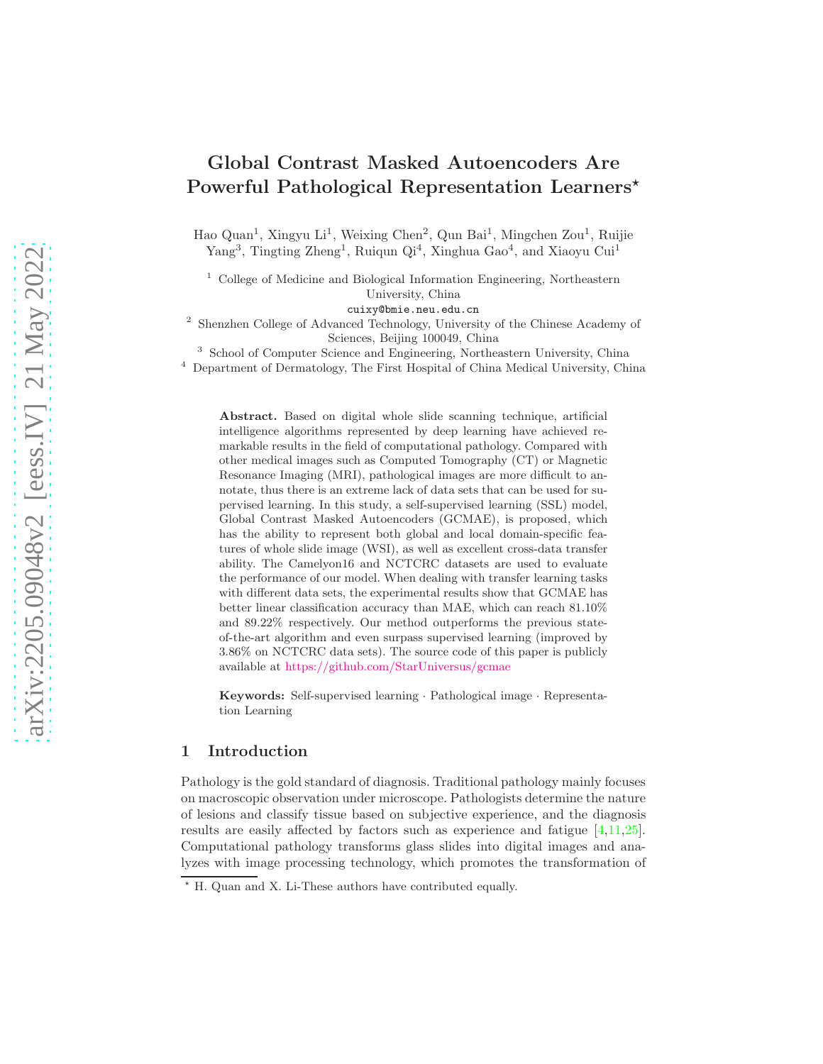# Global Contrast Masked Autoencoders Are Powerful Pathological Representation Learners*

Hao Quan[1], Xingyu Li[1], Weixing Chen[2], Qun Bai[1], Mingchen Zou[1], Ruijie Yang[3], Tingting Zheng[1], Ruiqun Qi[4], Xinghua Gao[4], and Xiaoyu Cui[1]

[1] College of Medicine and Biological Information Engineering, Northeastern University, China
cuixy@bmie.neu.edu.cn

[2] Shenzhen College of Advanced Technology, University of the Chinese Academy of Sciences, Beijing 100049, China

[3] School of Computer Science and Engineering, Northeastern University, China

[4] Department of Dermatology, The First Hospital of China Medical University, China

**Abstract.** Based on digital whole slide scanning technique, artificial intelligence algorithms represented by deep learning have achieved remarkable results in the field of computational pathology. Compared with other medical images such as Computed Tomography (CT) or Magnetic Resonance Imaging (MRI), pathological images are more difficult to annotate, thus there is an extreme lack of data sets that can be used for supervised learning. In this study, a self-supervised learning (SSL) model, Global Contrast Masked Autoencoders (GCMAE), is proposed, which has the ability to represent both global and local domain-specific features of whole slide image (WSI), as well as excellent cross-data transfer ability. The Camelyon16 and NCTCRC datasets are used to evaluate the performance of our model. When dealing with transfer learning tasks with different data sets, the experimental results show that GCMAE has better linear classification accuracy than MAE, which can reach 81.10% and 89.22% respectively. Our method outperforms the previous state-of-the-art algorithm and even surpass supervised learning (improved by 3.86% on NCTCRC data sets). The source code of this paper is publicly available at https://github.com/StarUniversus/gcmae

**Keywords:** Self-supervised learning · Pathological image · Representation Learning

## 1 Introduction

Pathology is the gold standard of diagnosis. Traditional pathology mainly focuses on macroscopic observation under microscope. Pathologists determine the nature of lesions and classify tissue based on subjective experience, and the diagnosis results are easily affected by factors such as experience and fatigue [4,11,25]. Computational pathology transforms glass slides into digital images and analyzes with image processing technology, which promotes the transformation of

* H. Quan and X. Li-These authors have contributed equally.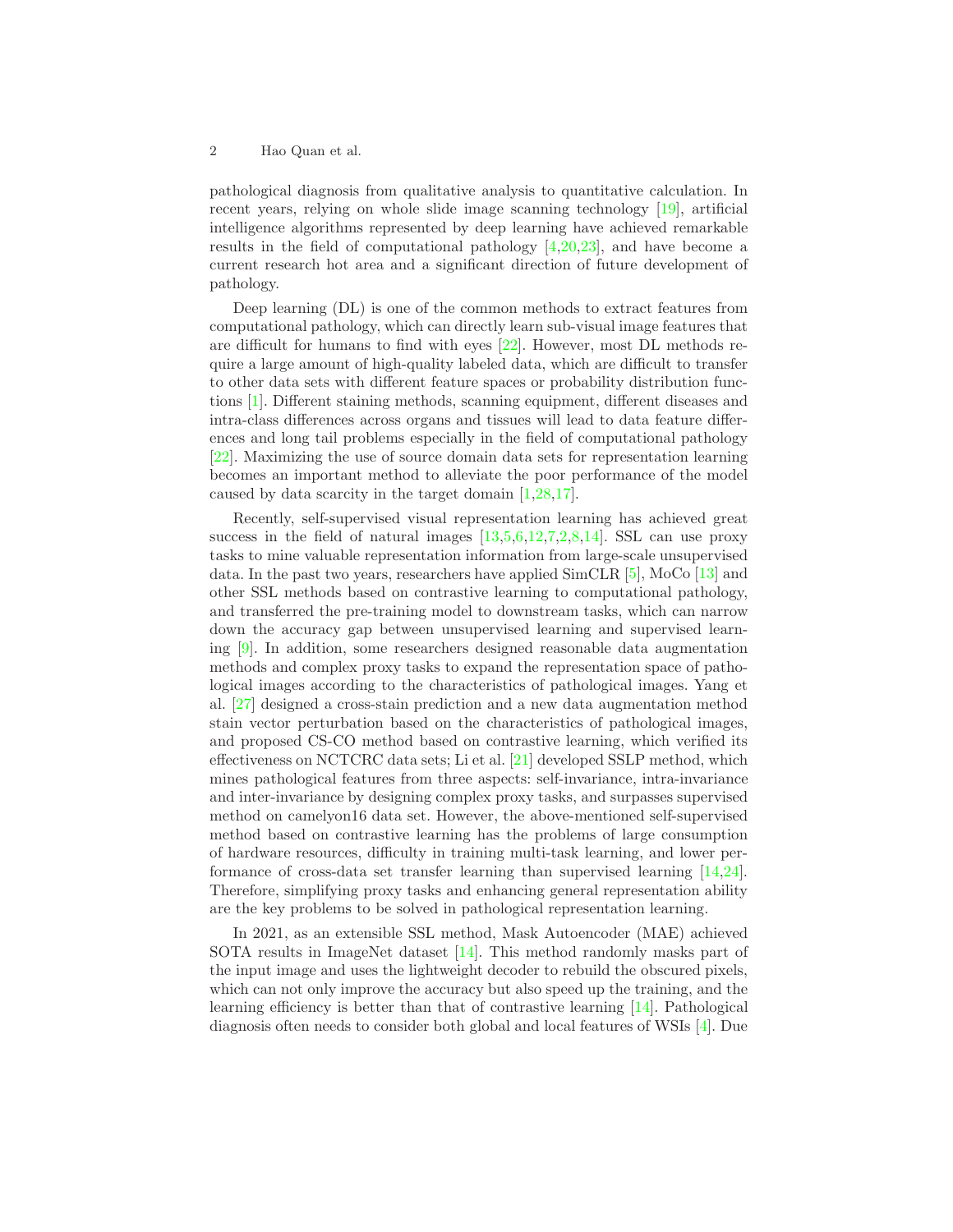pathological diagnosis from qualitative analysis to quantitative calculation. In recent years, relying on whole slide image scanning technology [19], artificial intelligence algorithms represented by deep learning have achieved remarkable results in the field of computational pathology [4,20,23], and have become a current research hot area and a significant direction of future development of pathology.

Deep learning (DL) is one of the common methods to extract features from computational pathology, which can directly learn sub-visual image features that are difficult for humans to find with eyes [22]. However, most DL methods require a large amount of high-quality labeled data, which are difficult to transfer to other data sets with different feature spaces or probability distribution functions [1]. Different staining methods, scanning equipment, different diseases and intra-class differences across organs and tissues will lead to data feature differences and long tail problems especially in the field of computational pathology [22]. Maximizing the use of source domain data sets for representation learning becomes an important method to alleviate the poor performance of the model caused by data scarcity in the target domain [1,28,17].

Recently, self-supervised visual representation learning has achieved great success in the field of natural images [13,5,6,12,7,2,8,14]. SSL can use proxy tasks to mine valuable representation information from large-scale unsupervised data. In the past two years, researchers have applied SimCLR [5], MoCo [13] and other SSL methods based on contrastive learning to computational pathology, and transferred the pre-training model to downstream tasks, which can narrow down the accuracy gap between unsupervised learning and supervised learning [9]. In addition, some researchers designed reasonable data augmentation methods and complex proxy tasks to expand the representation space of pathological images according to the characteristics of pathological images. Yang et al. [27] designed a cross-stain prediction and a new data augmentation method stain vector perturbation based on the characteristics of pathological images, and proposed CS-CO method based on contrastive learning, which verified its effectiveness on NCTCRC data sets; Li et al. [21] developed SSLP method, which mines pathological features from three aspects: self-invariance, intra-invariance and inter-invariance by designing complex proxy tasks, and surpasses supervised method on camelyon16 data set. However, the above-mentioned self-supervised method based on contrastive learning has the problems of large consumption of hardware resources, difficulty in training multi-task learning, and lower performance of cross-data set transfer learning than supervised learning [14,24]. Therefore, simplifying proxy tasks and enhancing general representation ability are the key problems to be solved in pathological representation learning.

In 2021, as an extensible SSL method, Mask Autoencoder (MAE) achieved SOTA results in ImageNet dataset [14]. This method randomly masks part of the input image and uses the lightweight decoder to rebuild the obscured pixels, which can not only improve the accuracy but also speed up the training, and the learning efficiency is better than that of contrastive learning [14]. Pathological diagnosis often needs to consider both global and local features of WSIs [4]. Due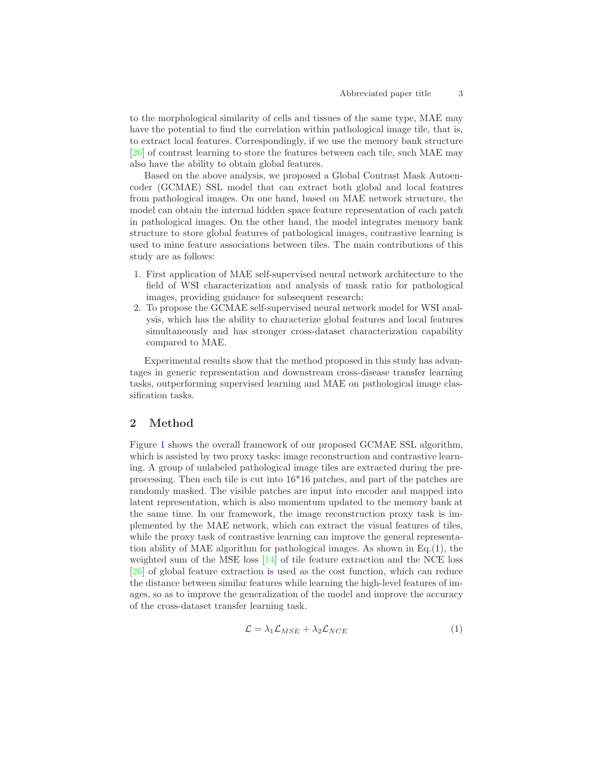to the morphological similarity of cells and tissues of the same type, MAE may have the potential to find the correlation within pathological image tile, that is, to extract local features. Correspondingly, if we use the memory bank structure [26] of contrast learning to store the features between each tile, such MAE may also have the ability to obtain global features.

Based on the above analysis, we proposed a Global Contrast Mask Autoencoder (GCMAE) SSL model that can extract both global and local features from pathological images. On one hand, based on MAE network structure, the model can obtain the internal hidden space feature representation of each patch in pathological images. On the other hand, the model integrates memory bank structure to store global features of pathological images, contrastive learning is used to mine feature associations between tiles. The main contributions of this study are as follows:

1. First application of MAE self-supervised neural network architecture to the field of WSI characterization and analysis of mask ratio for pathological images, providing guidance for subsequent research;
2. To propose the GCMAE self-supervised neural network model for WSI analysis, which has the ability to characterize global features and local features simultaneously and has stronger cross-dataset characterization capability compared to MAE.

Experimental results show that the method proposed in this study has advantages in generic representation and downstream cross-disease transfer learning tasks, outperforming supervised learning and MAE on pathological image classification tasks.

## 2 Method

Figure 1 shows the overall framework of our proposed GCMAE SSL algorithm, which is assisted by two proxy tasks: image reconstruction and contrastive learning. A group of unlabeled pathological image tiles are extracted during the preprocessing. Then each tile is cut into 16*16 patches, and part of the patches are randomly masked. The visible patches are input into encoder and mapped into latent representation, which is also momentum updated to the memory bank at the same time. In our framework, the image reconstruction proxy task is implemented by the MAE network, which can extract the visual features of tiles, while the proxy task of contrastive learning can improve the general representation ability of MAE algorithm for pathological images. As shown in Eq.(1), the weighted sum of the MSE loss [14] of tile feature extraction and the NCE loss [26] of global feature extraction is used as the cost function, which can reduce the distance between similar features while learning the high-level features of images, so as to improve the generalization of the model and improve the accuracy of the cross-dataset transfer learning task.

$$\mathcal{L} = \lambda_1 \mathcal{L}_{MSE} + \lambda_2 \mathcal{L}_{NCE} \tag{1}$$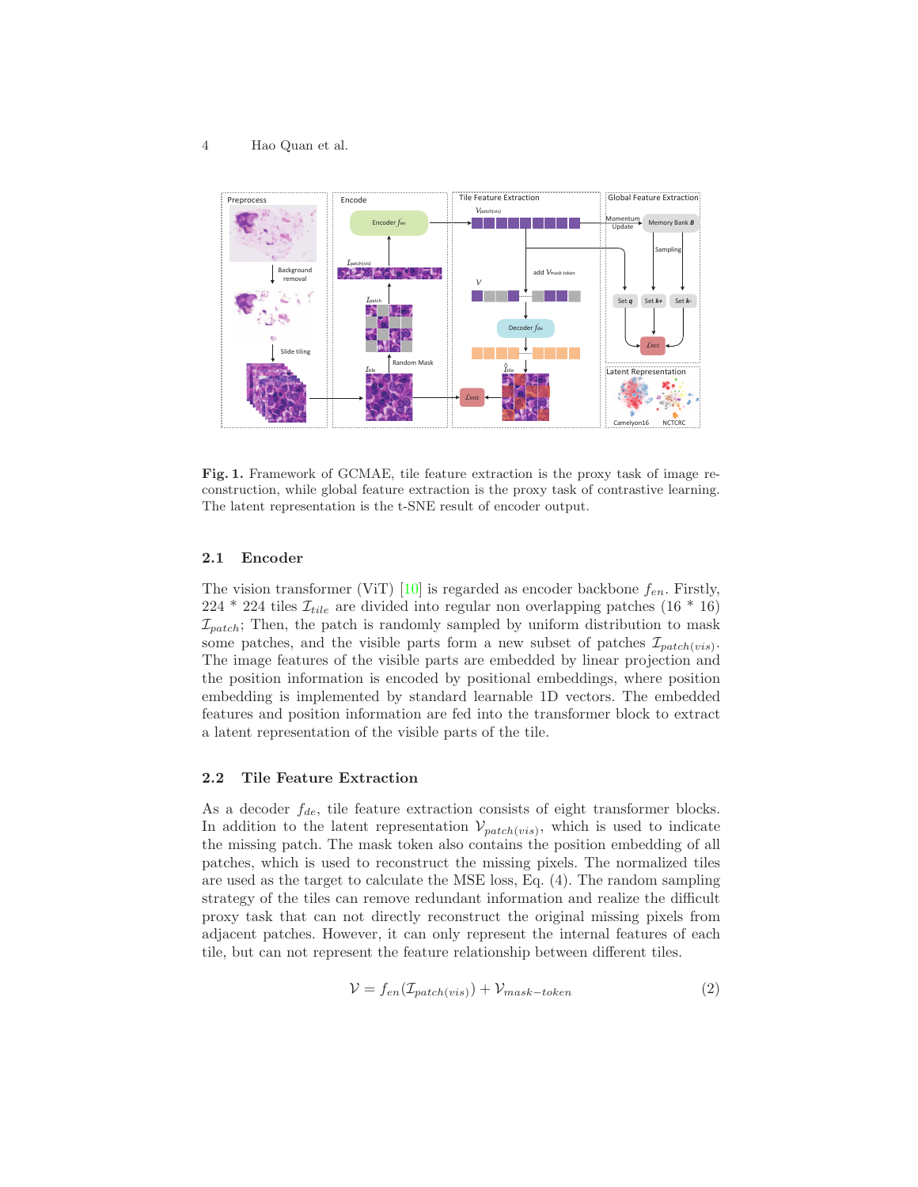Fig. 1. Framework of GCMAE, tile feature extraction is the proxy task of image reconstruction, while global feature extraction is the proxy task of contrastive learning. The latent representation is the t-SNE result of encoder output.

### 2.1 Encoder

The vision transformer (ViT) [10] is regarded as encoder backbone $f_{en}$. Firstly, 224 * 224 tiles $\mathcal{I}_{tile}$ are divided into regular non overlapping patches (16 * 16) $\mathcal{I}_{patch}$; Then, the patch is randomly sampled by uniform distribution to mask some patches, and the visible parts form a new subset of patches $\mathcal{I}_{patch(vis)}$. The image features of the visible parts are embedded by linear projection and the position information is encoded by positional embeddings, where position embedding is implemented by standard learnable 1D vectors. The embedded features and position information are fed into the transformer block to extract a latent representation of the visible parts of the tile.

### 2.2 Tile Feature Extraction

As a decoder $f_{de}$, tile feature extraction consists of eight transformer blocks. In addition to the latent representation $\mathcal{V}_{patch(vis)}$, which is used to indicate the missing patch. The mask token also contains the position embedding of all patches, which is used to reconstruct the missing pixels. The normalized tiles are used as the target to calculate the MSE loss, Eq. (4). The random sampling strategy of the tiles can remove redundant information and realize the difficult proxy task that can not directly reconstruct the original missing pixels from adjacent patches. However, it can only represent the internal features of each tile, but can not represent the feature relationship between different tiles.

$$\mathcal{V} = f_{en}(\mathcal{I}_{patch(vis)}) + \mathcal{V}_{mask-token} \tag{2}$$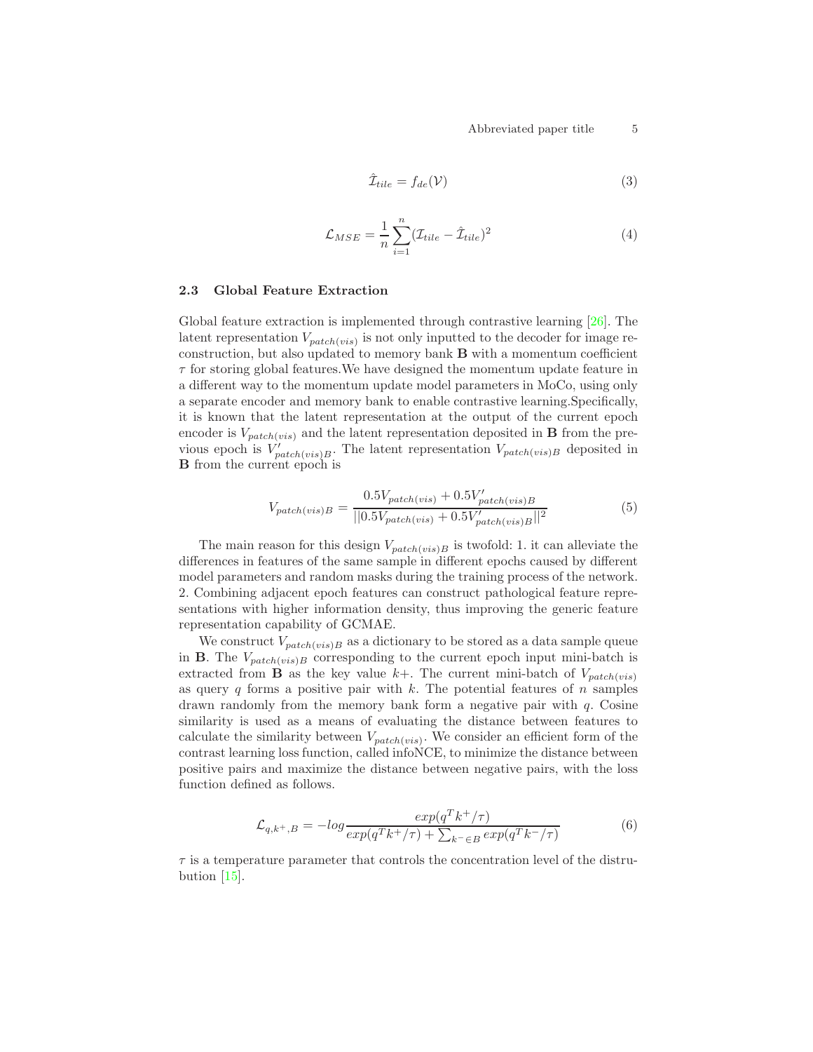$$\hat{\mathcal{I}}_{tile} = f_{de}(\mathcal{V}) \tag{3}$$

$$\mathcal{L}_{MSE} = \frac{1}{n}\sum_{i=1}^{n}(\mathcal{I}_{tile} - \hat{\mathcal{I}}_{tile})^2 \tag{4}$$

### 2.3 Global Feature Extraction

Global feature extraction is implemented through contrastive learning [26]. The latent representation $V_{patch(vis)}$ is not only inputted to the decoder for image reconstruction, but also updated to memory bank $\mathbf{B}$ with a momentum coefficient $\tau$ for storing global features.We have designed the momentum update feature in a different way to the momentum update model parameters in MoCo, using only a separate encoder and memory bank to enable contrastive learning.Specifically, it is known that the latent representation at the output of the current epoch encoder is $V_{patch(vis)}$ and the latent representation deposited in $\mathbf{B}$ from the previous epoch is $V'_{patch(vis)B}$. The latent representation $V_{patch(vis)B}$ deposited in $\mathbf{B}$ from the current epoch is

$$V_{patch(vis)B} = \frac{0.5V_{patch(vis)} + 0.5V'_{patch(vis)B}}{||0.5V_{patch(vis)} + 0.5V'_{patch(vis)B}||^2} \tag{5}$$

The main reason for this design $V_{patch(vis)B}$ is twofold: 1. it can alleviate the differences in features of the same sample in different epochs caused by different model parameters and random masks during the training process of the network. 2. Combining adjacent epoch features can construct pathological feature representations with higher information density, thus improving the generic feature representation capability of GCMAE.

We construct $V_{patch(vis)B}$ as a dictionary to be stored as a data sample queue in $\mathbf{B}$. The $V_{patch(vis)B}$ corresponding to the current epoch input mini-batch is extracted from $\mathbf{B}$ as the key value $k+$. The current mini-batch of $V_{patch(vis)}$ as query $q$ forms a positive pair with $k$. The potential features of $n$ samples drawn randomly from the memory bank form a negative pair with $q$. Cosine similarity is used as a means of evaluating the distance between features to calculate the similarity between $V_{patch(vis)}$. We consider an efficient form of the contrast learning loss function, called infoNCE, to minimize the distance between positive pairs and maximize the distance between negative pairs, with the loss function defined as follows.

$$\mathcal{L}_{q,k^+,B} = -log\frac{exp(q^T k^+/\tau)}{exp(q^T k^+/\tau) + \sum_{k^- \in B} exp(q^T k^-/\tau)} \tag{6}$$

$\tau$ is a temperature parameter that controls the concentration level of the distrubution [15].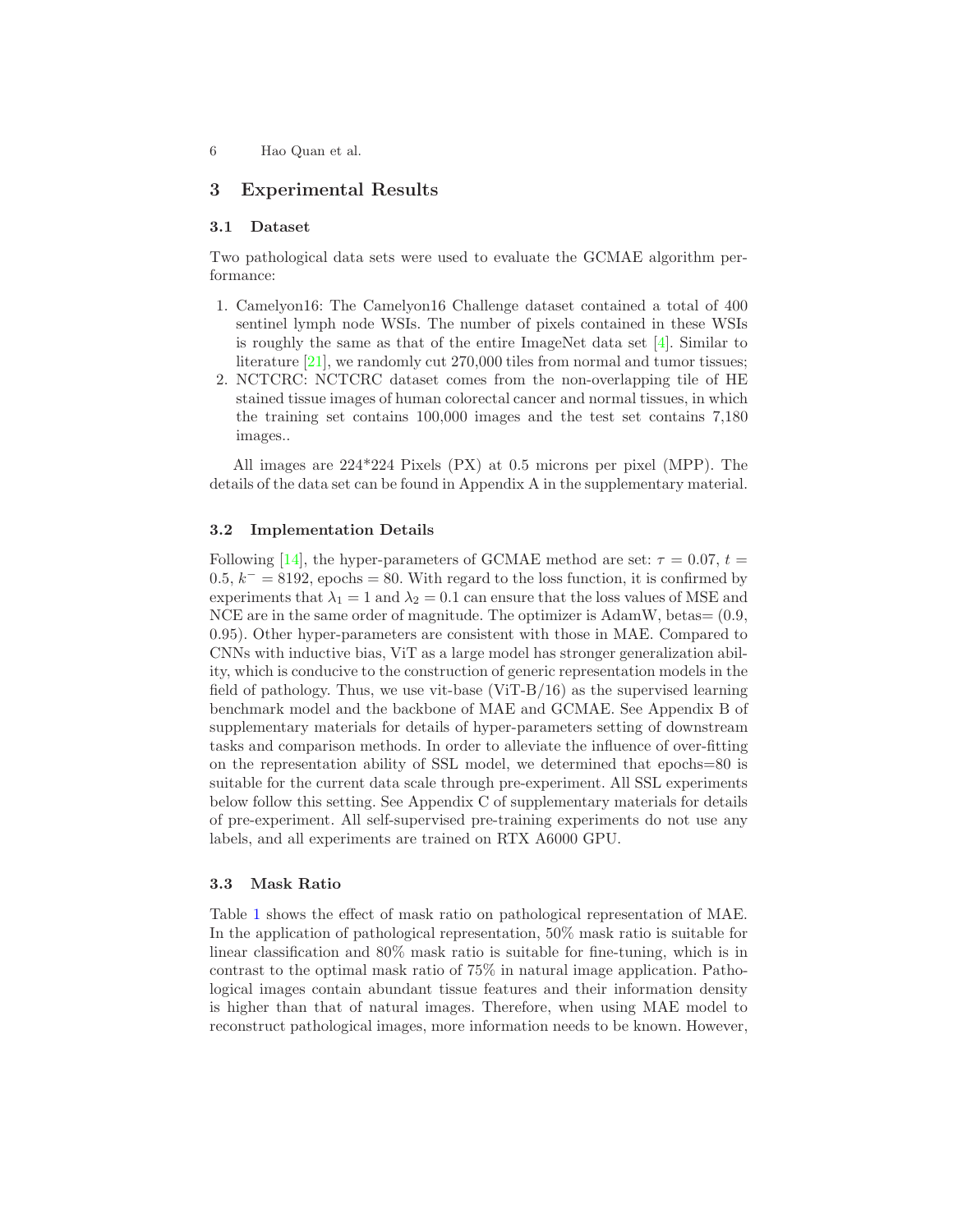## 3 Experimental Results

### 3.1 Dataset

Two pathological data sets were used to evaluate the GCMAE algorithm performance:

1. Camelyon16: The Camelyon16 Challenge dataset contained a total of 400 sentinel lymph node WSIs. The number of pixels contained in these WSIs is roughly the same as that of the entire ImageNet data set [4]. Similar to literature [21], we randomly cut 270,000 tiles from normal and tumor tissues;
2. NCTCRC: NCTCRC dataset comes from the non-overlapping tile of HE stained tissue images of human colorectal cancer and normal tissues, in which the training set contains 100,000 images and the test set contains 7,180 images..

All images are 224*224 Pixels (PX) at 0.5 microns per pixel (MPP). The details of the data set can be found in Appendix A in the supplementary material.

### 3.2 Implementation Details

Following [14], the hyper-parameters of GCMAE method are set: $\tau = 0.07$, $t = 0.5$, $k^- = 8192$, epochs $= 80$. With regard to the loss function, it is confirmed by experiments that $\lambda_1 = 1$ and $\lambda_2 = 0.1$ can ensure that the loss values of MSE and NCE are in the same order of magnitude. The optimizer is AdamW, betas= (0.9, 0.95). Other hyper-parameters are consistent with those in MAE. Compared to CNNs with inductive bias, ViT as a large model has stronger generalization ability, which is conducive to the construction of generic representation models in the field of pathology. Thus, we use vit-base (ViT-B/16) as the supervised learning benchmark model and the backbone of MAE and GCMAE. See Appendix B of supplementary materials for details of hyper-parameters setting of downstream tasks and comparison methods. In order to alleviate the influence of over-fitting on the representation ability of SSL model, we determined that epochs=80 is suitable for the current data scale through pre-experiment. All SSL experiments below follow this setting. See Appendix C of supplementary materials for details of pre-experiment. All self-supervised pre-training experiments do not use any labels, and all experiments are trained on RTX A6000 GPU.

### 3.3 Mask Ratio

Table 1 shows the effect of mask ratio on pathological representation of MAE. In the application of pathological representation, 50% mask ratio is suitable for linear classification and 80% mask ratio is suitable for fine-tuning, which is in contrast to the optimal mask ratio of 75% in natural image application. Pathological images contain abundant tissue features and their information density is higher than that of natural images. Therefore, when using MAE model to reconstruct pathological images, more information needs to be known. However,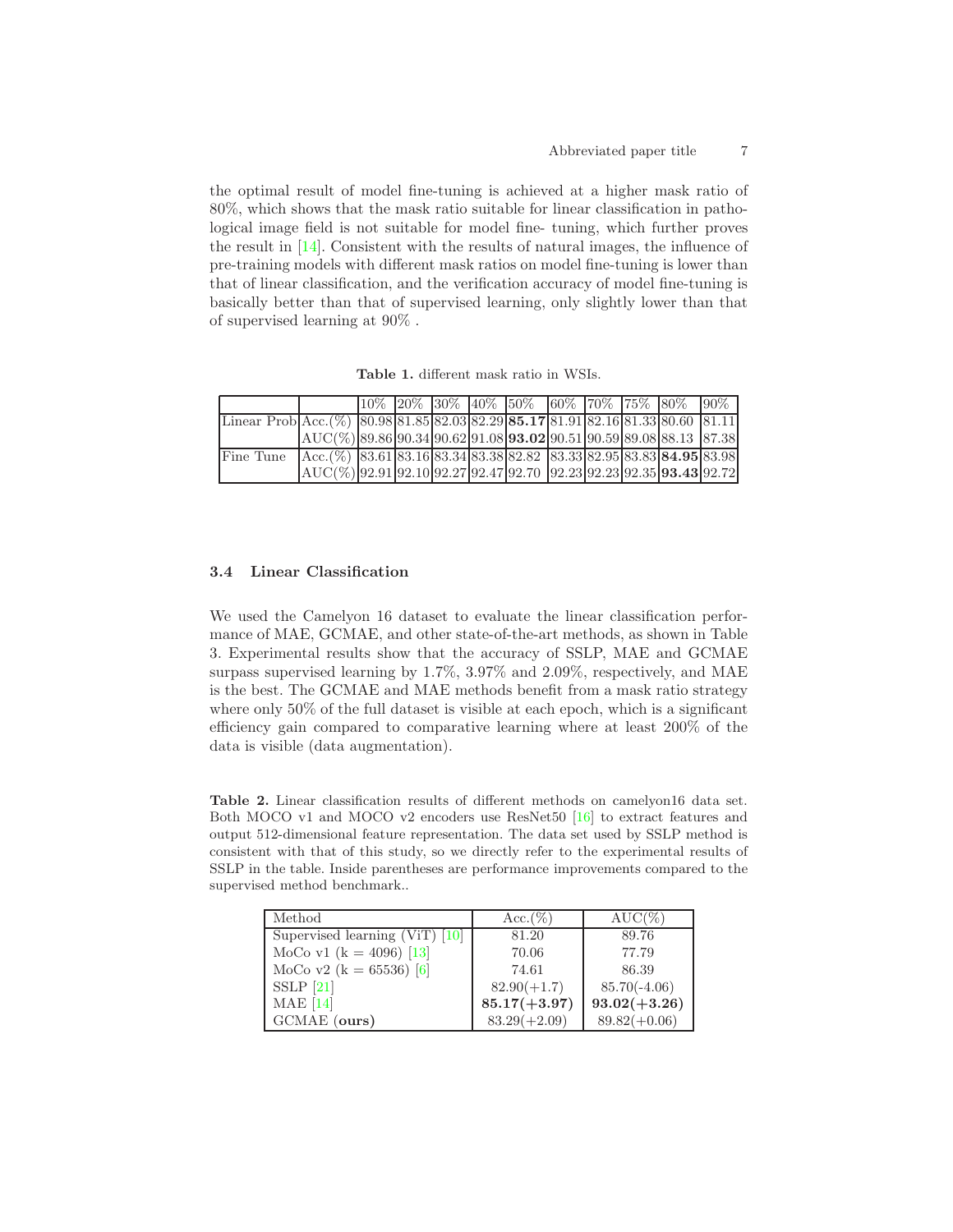the optimal result of model fine-tuning is achieved at a higher mask ratio of 80%, which shows that the mask ratio suitable for linear classification in pathological image field is not suitable for model fine- tuning, which further proves the result in [14]. Consistent with the results of natural images, the influence of pre-training models with different mask ratios on model fine-tuning is lower than that of linear classification, and the verification accuracy of model fine-tuning is basically better than that of supervised learning, only slightly lower than that of supervised learning at 90% .

**Table 1.** different mask ratio in WSIs.

| | | 10% | 20% | 30% | 40% | 50% | 60% | 70% | 75% | 80% | 90% |
|---|---|---|---|---|---|---|---|---|---|---|---|
| Linear Prob | Acc.(%) | 80.98 | 81.85 | 82.03 | 82.29 | **85.17** | 81.91 | 82.16 | 81.33 | 80.60 | 81.11 |
| | AUC(%) | 89.86 | 90.34 | 90.62 | 91.08 | **93.02** | 90.51 | 90.59 | 89.08 | 88.13 | 87.38 |
| Fine Tune | Acc.(%) | 83.61 | 83.16 | 83.34 | 83.38 | 82.82 | 83.33 | 82.95 | 83.83 | **84.95** | 83.98 |
| | AUC(%) | 92.91 | 92.10 | 92.27 | 92.47 | 92.70 | 92.23 | 92.23 | 92.35 | **93.43** | 92.72 |

### 3.4 Linear Classification

We used the Camelyon 16 dataset to evaluate the linear classification performance of MAE, GCMAE, and other state-of-the-art methods, as shown in Table 3. Experimental results show that the accuracy of SSLP, MAE and GCMAE surpass supervised learning by 1.7%, 3.97% and 2.09%, respectively, and MAE is the best. The GCMAE and MAE methods benefit from a mask ratio strategy where only 50% of the full dataset is visible at each epoch, which is a significant efficiency gain compared to comparative learning where at least 200% of the data is visible (data augmentation).

**Table 2.** Linear classification results of different methods on camelyon16 data set. Both MOCO v1 and MOCO v2 encoders use ResNet50 [16] to extract features and output 512-dimensional feature representation. The data set used by SSLP method is consistent with that of this study, so we directly refer to the experimental results of SSLP in the table. Inside parentheses are performance improvements compared to the supervised method benchmark..

| Method | Acc.(%) | AUC(%) |
|---|---|---|
| Supervised learning (ViT) [10] | 81.20 | 89.76 |
| MoCo v1 (k = 4096) [13] | 70.06 | 77.79 |
| MoCo v2 (k = 65536) [6] | 74.61 | 86.39 |
| SSLP [21] | 82.90(+1.7) | 85.70(-4.06) |
| MAE [14] | **85.17(+3.97)** | **93.02(+3.26)** |
| GCMAE (**ours**) | 83.29(+2.09) | 89.82(+0.06) |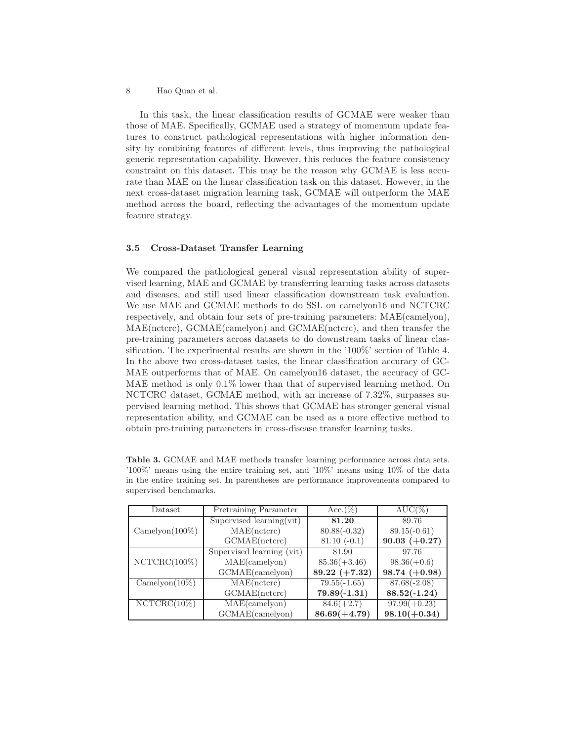In this task, the linear classification results of GCMAE were weaker than those of MAE. Specifically, GCMAE used a strategy of momentum update features to construct pathological representations with higher information density by combining features of different levels, thus improving the pathological generic representation capability. However, this reduces the feature consistency constraint on this dataset. This may be the reason why GCMAE is less accurate than MAE on the linear classification task on this dataset. However, in the next cross-dataset migration learning task, GCMAE will outperform the MAE method across the board, reflecting the advantages of the momentum update feature strategy.

### 3.5 Cross-Dataset Transfer Learning

We compared the pathological general visual representation ability of supervised learning, MAE and GCMAE by transferring learning tasks across datasets and diseases, and still used linear classification downstream task evaluation. We use MAE and GCMAE methods to do SSL on camelyon16 and NCTCRC respectively, and obtain four sets of pre-training parameters: MAE(camelyon), MAE(nctcrc), GCMAE(camelyon) and GCMAE(nctcrc), and then transfer the pre-training parameters across datasets to do downstream tasks of linear classification. The experimental results are shown in the '100%' section of Table 4. In the above two cross-dataset tasks, the linear classification accuracy of GCMAE outperforms that of MAE. On camelyon16 dataset, the accuracy of GCMAE method is only 0.1% lower than that of supervised learning method. On NCTCRC dataset, GCMAE method, with an increase of 7.32%, surpasses supervised learning method. This shows that GCMAE has stronger general visual representation ability, and GCMAE can be used as a more effective method to obtain pre-training parameters in cross-disease transfer learning tasks.

**Table 3.** GCMAE and MAE methods transfer learning performance across data sets. '100%' means using the entire training set, and '10%' means using 10% of the data in the entire training set. In parentheses are performance improvements compared to supervised benchmarks.

| Dataset | Pretraining Parameter | Acc.(%) | AUC(%) |
|---|---|---|---|
| Camelyon(100%) | Supervised learning(vit) | **81.20** | 89.76 |
| | MAE(nctcrc) | 80.88(-0.32) | 89.15(-0.61) |
| | GCMAE(nctcrc) | 81.10 (-0.1) | **90.03 (+0.27)** |
| NCTCRC(100%) | Supervised learning (vit) | 81.90 | 97.76 |
| | MAE(camelyon) | 85.36(+3.46) | 98.36(+0.6) |
| | GCMAE(camelyon) | **89.22 (+7.32)** | **98.74 (+0.98)** |
| Camelyon(10%) | MAE(nctcrc) | 79.55(-1.65) | 87.68(-2.08) |
| | GCMAE(nctcrc) | **79.89(-1.31)** | **88.52(-1.24)** |
| NCTCRC(10%) | MAE(camelyon) | 84.6(+2.7) | 97.99(+0.23) |
| | GCMAE(camelyon) | **86.69(+4.79)** | **98.10(+0.34)** |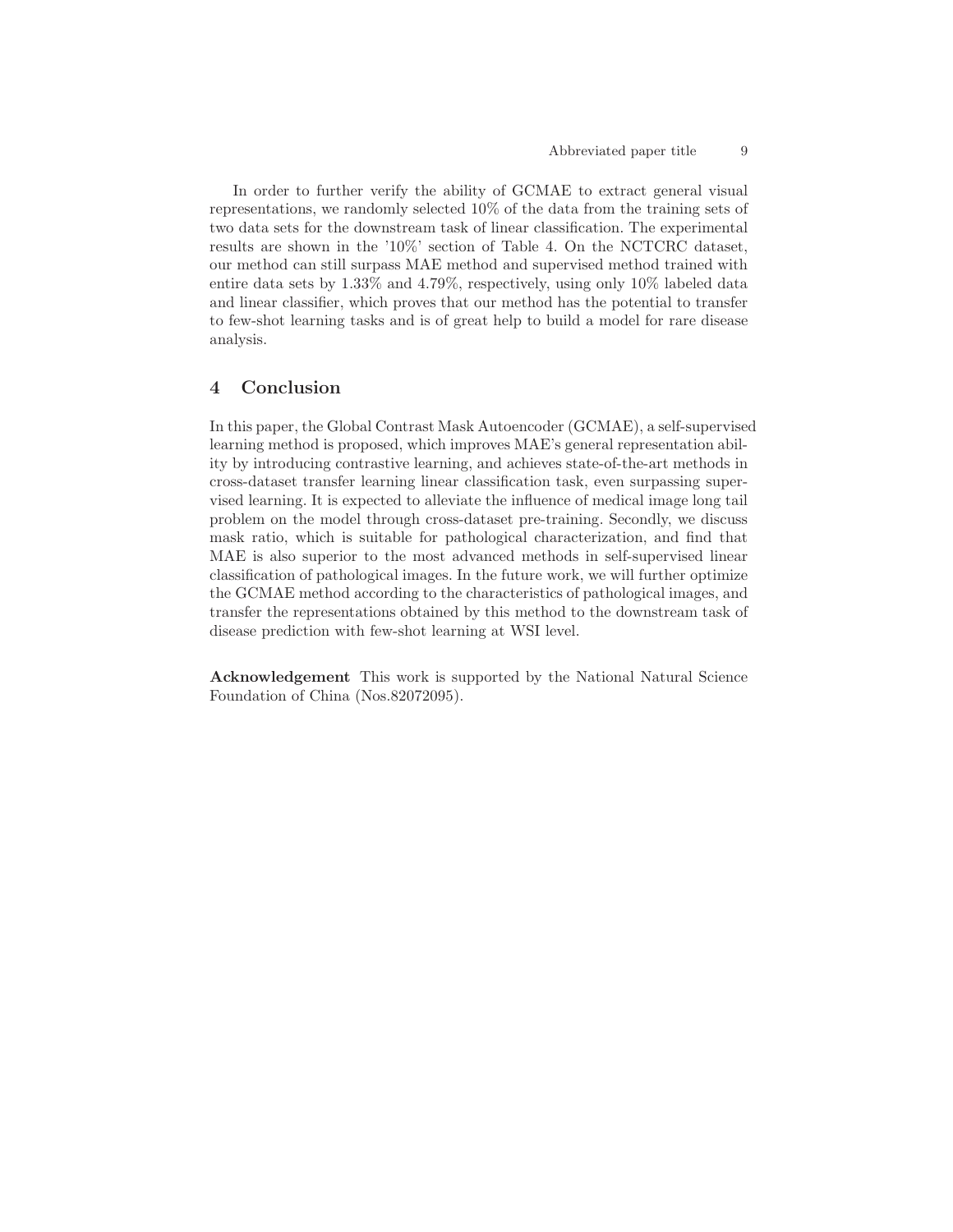In order to further verify the ability of GCMAE to extract general visual representations, we randomly selected 10% of the data from the training sets of two data sets for the downstream task of linear classification. The experimental results are shown in the '10%' section of Table 4. On the NCTCRC dataset, our method can still surpass MAE method and supervised method trained with entire data sets by 1.33% and 4.79%, respectively, using only 10% labeled data and linear classifier, which proves that our method has the potential to transfer to few-shot learning tasks and is of great help to build a model for rare disease analysis.

## 4 Conclusion

In this paper, the Global Contrast Mask Autoencoder (GCMAE), a self-supervised learning method is proposed, which improves MAE's general representation ability by introducing contrastive learning, and achieves state-of-the-art methods in cross-dataset transfer learning linear classification task, even surpassing supervised learning. It is expected to alleviate the influence of medical image long tail problem on the model through cross-dataset pre-training. Secondly, we discuss mask ratio, which is suitable for pathological characterization, and find that MAE is also superior to the most advanced methods in self-supervised linear classification of pathological images. In the future work, we will further optimize the GCMAE method according to the characteristics of pathological images, and transfer the representations obtained by this method to the downstream task of disease prediction with few-shot learning at WSI level.

**Acknowledgement** This work is supported by the National Natural Science Foundation of China (Nos.82072095).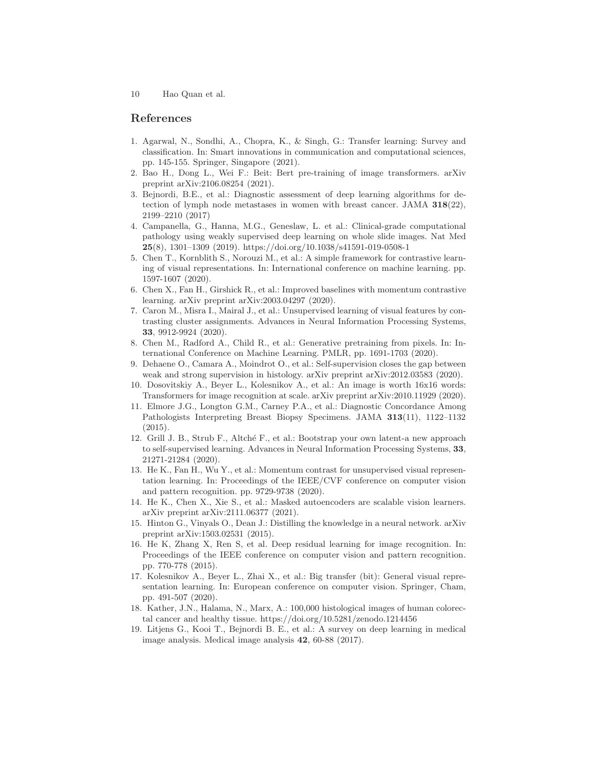## References

1. Agarwal, N., Sondhi, A., Chopra, K., & Singh, G.: Transfer learning: Survey and classification. In: Smart innovations in communication and computational sciences, pp. 145-155. Springer, Singapore (2021).
2. Bao H., Dong L., Wei F.: Beit: Bert pre-training of image transformers. arXiv preprint arXiv:2106.08254 (2021).
3. Bejnordi, B.E., et al.: Diagnostic assessment of deep learning algorithms for detection of lymph node metastases in women with breast cancer. JAMA **318**(22), 2199–2210 (2017)
4. Campanella, G., Hanna, M.G., Geneslaw, L. et al.: Clinical-grade computational pathology using weakly supervised deep learning on whole slide images. Nat Med **25**(8), 1301–1309 (2019). https://doi.org/10.1038/s41591-019-0508-1
5. Chen T., Kornblith S., Norouzi M., et al.: A simple framework for contrastive learning of visual representations. In: International conference on machine learning. pp. 1597-1607 (2020).
6. Chen X., Fan H., Girshick R., et al.: Improved baselines with momentum contrastive learning. arXiv preprint arXiv:2003.04297 (2020).
7. Caron M., Misra I., Mairal J., et al.: Unsupervised learning of visual features by contrasting cluster assignments. Advances in Neural Information Processing Systems, **33**, 9912-9924 (2020).
8. Chen M., Radford A., Child R., et al.: Generative pretraining from pixels. In: International Conference on Machine Learning. PMLR, pp. 1691-1703 (2020).
9. Dehaene O., Camara A., Moindrot O., et al.: Self-supervision closes the gap between weak and strong supervision in histology. arXiv preprint arXiv:2012.03583 (2020).
10. Dosovitskiy A., Beyer L., Kolesnikov A., et al.: An image is worth 16x16 words: Transformers for image recognition at scale. arXiv preprint arXiv:2010.11929 (2020).
11. Elmore J.G., Longton G.M., Carney P.A., et al.: Diagnostic Concordance Among Pathologists Interpreting Breast Biopsy Specimens. JAMA **313**(11), 1122–1132 (2015).
12. Grill J. B., Strub F., Altché F., et al.: Bootstrap your own latent-a new approach to self-supervised learning. Advances in Neural Information Processing Systems, **33**, 21271-21284 (2020).
13. He K., Fan H., Wu Y., et al.: Momentum contrast for unsupervised visual representation learning. In: Proceedings of the IEEE/CVF conference on computer vision and pattern recognition. pp. 9729-9738 (2020).
14. He K., Chen X., Xie S., et al.: Masked autoencoders are scalable vision learners. arXiv preprint arXiv:2111.06377 (2021).
15. Hinton G., Vinyals O., Dean J.: Distilling the knowledge in a neural network. arXiv preprint arXiv:1503.02531 (2015).
16. He K, Zhang X, Ren S, et al. Deep residual learning for image recognition. In: Proceedings of the IEEE conference on computer vision and pattern recognition. pp. 770-778 (2015).
17. Kolesnikov A., Beyer L., Zhai X., et al.: Big transfer (bit): General visual representation learning. In: European conference on computer vision. Springer, Cham, pp. 491-507 (2020).
18. Kather, J.N., Halama, N., Marx, A.: 100,000 histological images of human colorectal cancer and healthy tissue. https://doi.org/10.5281/zenodo.1214456
19. Litjens G., Kooi T., Bejnordi B. E., et al.: A survey on deep learning in medical image analysis. Medical image analysis **42**, 60-88 (2017).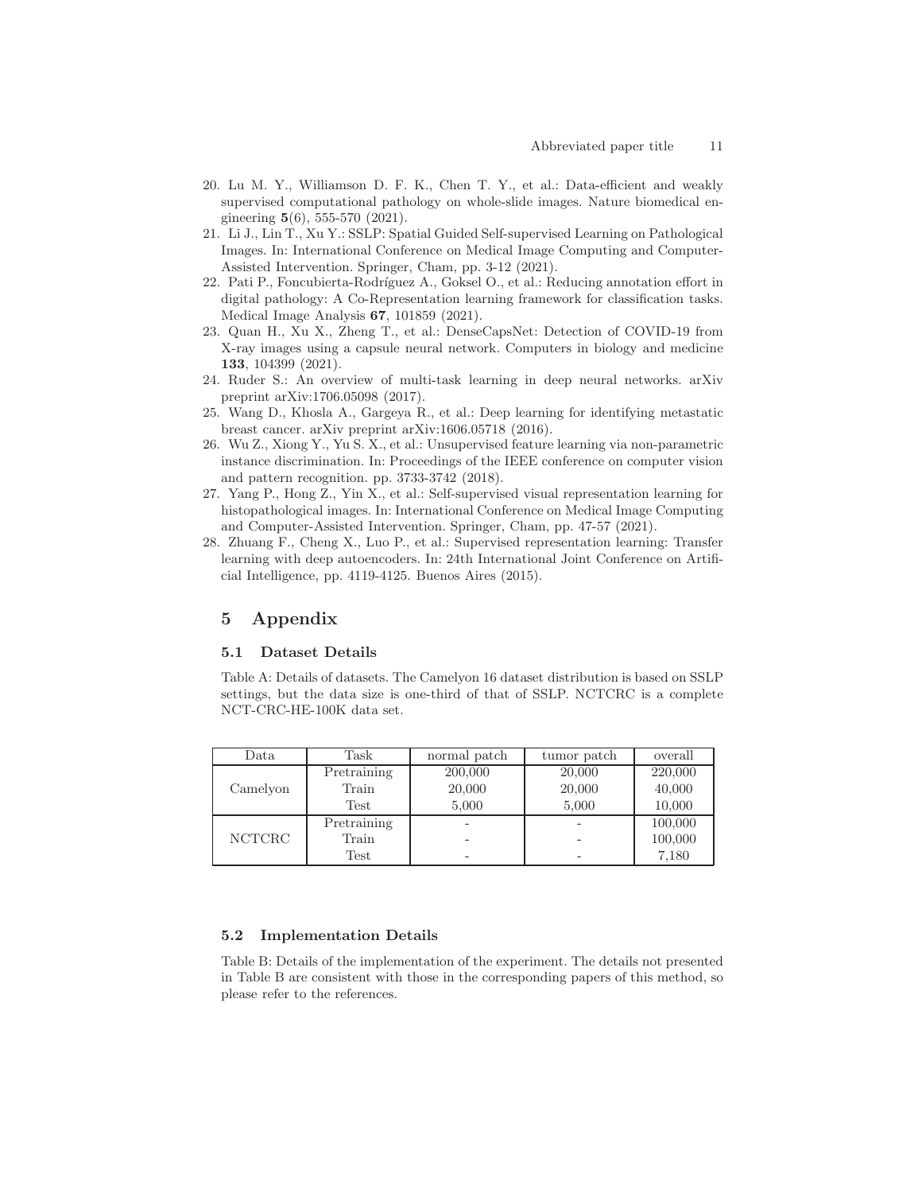20. Lu M. Y., Williamson D. F. K., Chen T. Y., et al.: Data-efficient and weakly supervised computational pathology on whole-slide images. Nature biomedical engineering **5**(6), 555-570 (2021).
21. Li J., Lin T., Xu Y.: SSLP: Spatial Guided Self-supervised Learning on Pathological Images. In: International Conference on Medical Image Computing and Computer-Assisted Intervention. Springer, Cham, pp. 3-12 (2021).
22. Pati P., Foncubierta-Rodríguez A., Goksel O., et al.: Reducing annotation effort in digital pathology: A Co-Representation learning framework for classification tasks. Medical Image Analysis **67**, 101859 (2021).
23. Quan H., Xu X., Zheng T., et al.: DenseCapsNet: Detection of COVID-19 from X-ray images using a capsule neural network. Computers in biology and medicine **133**, 104399 (2021).
24. Ruder S.: An overview of multi-task learning in deep neural networks. arXiv preprint arXiv:1706.05098 (2017).
25. Wang D., Khosla A., Gargeya R., et al.: Deep learning for identifying metastatic breast cancer. arXiv preprint arXiv:1606.05718 (2016).
26. Wu Z., Xiong Y., Yu S. X., et al.: Unsupervised feature learning via non-parametric instance discrimination. In: Proceedings of the IEEE conference on computer vision and pattern recognition. pp. 3733-3742 (2018).
27. Yang P., Hong Z., Yin X., et al.: Self-supervised visual representation learning for histopathological images. In: International Conference on Medical Image Computing and Computer-Assisted Intervention. Springer, Cham, pp. 47-57 (2021).
28. Zhuang F., Cheng X., Luo P., et al.: Supervised representation learning: Transfer learning with deep autoencoders. In: 24th International Joint Conference on Artificial Intelligence, pp. 4119-4125. Buenos Aires (2015).

## 5 Appendix

### 5.1 Dataset Details

Table A: Details of datasets. The Camelyon 16 dataset distribution is based on SSLP settings, but the data size is one-third of that of SSLP. NCTCRC is a complete NCT-CRC-HE-100K data set.

| Data | Task | normal patch | tumor patch | overall |
|---|---|---|---|---|
| Camelyon | Pretraining | 200,000 | 20,000 | 220,000 |
| | Train | 20,000 | 20,000 | 40,000 |
| | Test | 5,000 | 5,000 | 10,000 |
| NCTCRC | Pretraining | - | - | 100,000 |
| | Train | - | - | 100,000 |
| | Test | - | - | 7,180 |

### 5.2 Implementation Details

Table B: Details of the implementation of the experiment. The details not presented in Table B are consistent with those in the corresponding papers of this method, so please refer to the references.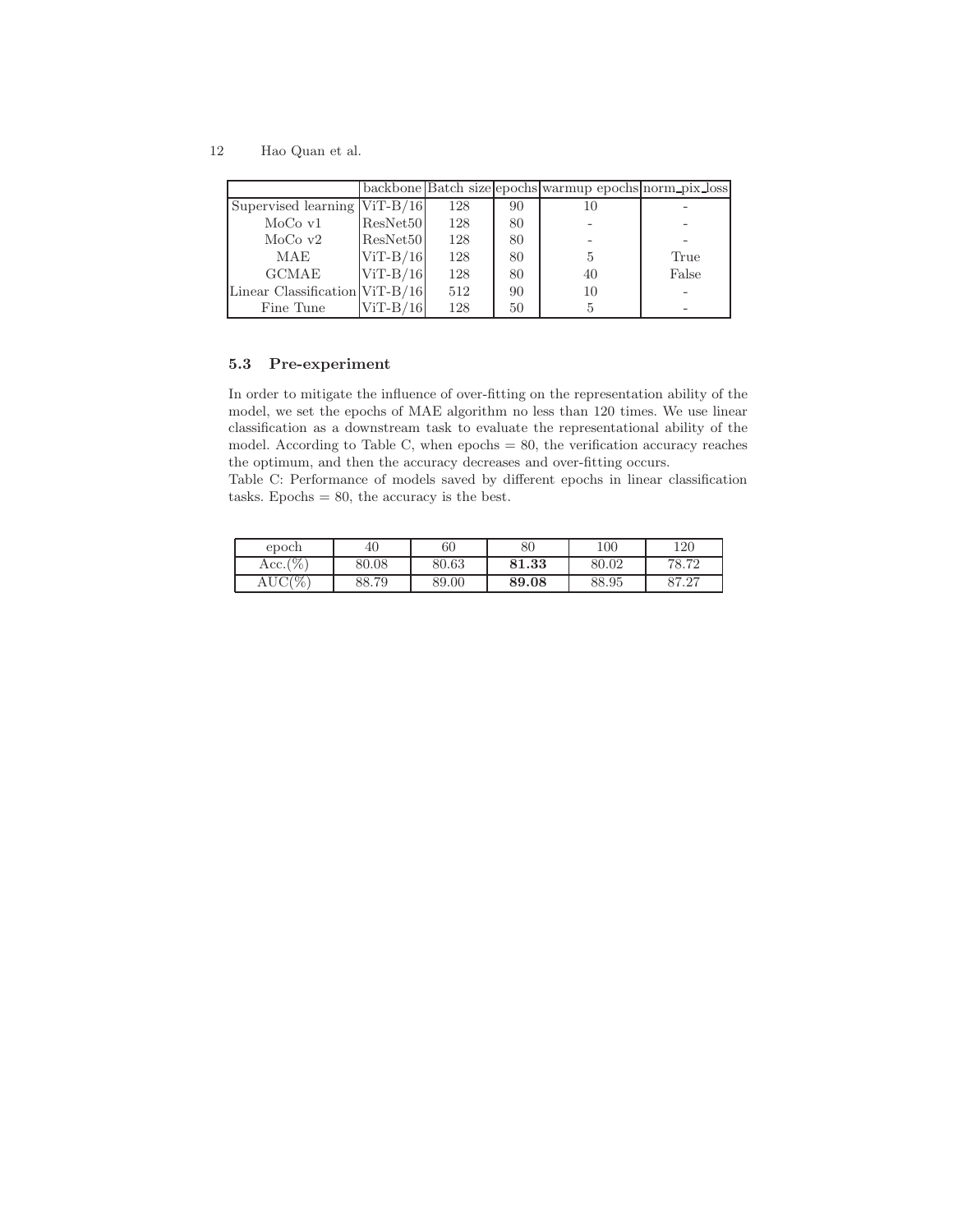| | backbone | Batch size | epochs | warmup epochs | norm_pix_loss |
|---|---|---|---|---|---|
| Supervised learning | ViT-B/16 | 128 | 90 | 10 | - |
| MoCo v1 | ResNet50 | 128 | 80 | - | - |
| MoCo v2 | ResNet50 | 128 | 80 | - | - |
| MAE | ViT-B/16 | 128 | 80 | 5 | True |
| GCMAE | ViT-B/16 | 128 | 80 | 40 | False |
| Linear Classification | ViT-B/16 | 512 | 90 | 10 | - |
| Fine Tune | ViT-B/16 | 128 | 50 | 5 | - |

### 5.3 Pre-experiment

In order to mitigate the influence of over-fitting on the representation ability of the model, we set the epochs of MAE algorithm no less than 120 times. We use linear classification as a downstream task to evaluate the representational ability of the model. According to Table C, when epochs = 80, the verification accuracy reaches the optimum, and then the accuracy decreases and over-fitting occurs.

Table C: Performance of models saved by different epochs in linear classification tasks. Epochs = 80, the accuracy is the best.

| epoch | 40 | 60 | 80 | 100 | 120 |
|---|---|---|---|---|---|
| Acc.(%) | 80.08 | 80.63 | **81.33** | 80.02 | 78.72 |
| AUC(%) | 88.79 | 89.00 | **89.08** | 88.95 | 87.27 |